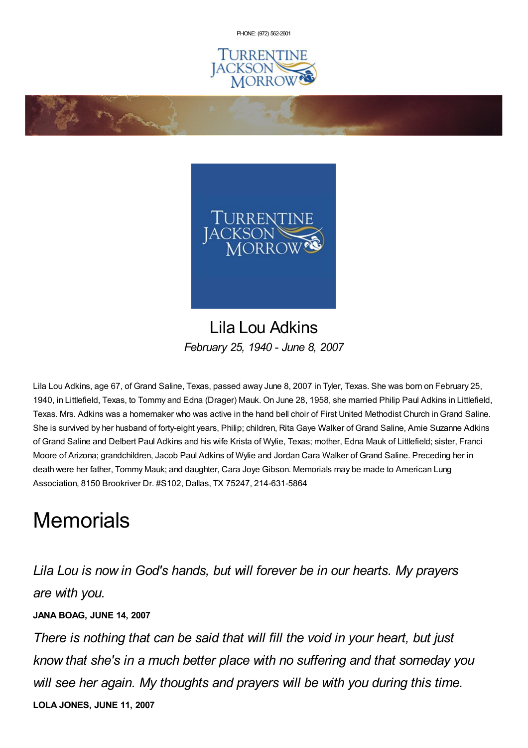PHONE: (972) 562-2601

# Lila Lou Adkins

*February 25, 1940 - June 8, 2007*

Lila Lou Adkins, age 67, of Grand Saline, Texas, passed away June 8, 2007 in Tyler, Texas. She was born on February 25, 1940, in Littlefield, Texas, to Tommy and Edna (Drager) Mauk. On June 28, 1958, she married Philip Paul Adkins in Littlefield, Texas. Mrs. Adkins was a homemaker who was active in the hand bell choir of First United Methodist Church in Grand Saline. She is survived by her husband of forty-eight years, Philip; children, Rita Gaye Walker of Grand Saline, Amie Suzanne Adkins of Grand Saline and Delbert Paul Adkins and his wife Krista of Wylie, Texas; mother, Edna Mauk of Littlefield; sister, Franci Moore of Arizona; grandchildren, Jacob Paul Adkins of Wylie and Jordan Cara Walker of Grand Saline. Preceding her in death were her father, Tommy Mauk; and daughter, Cara Joye Gibson. Memorials may be made to American Lung Association, 8150 Brookriver Dr. #S102, Dallas, TX 75247, 214-631-5864

# Memorials

*Lila Lou is now in God's hands, but will forever be in our hearts. My prayers are with you.*

**JANA BOAG, JUNE 14, 2007**

*There is nothing that can be said that will fill the void in your heart, but just know that she's in a much better place with no suffering and that someday you will see her again. My thoughts and prayers will be with you during this time.*

**LOLA JONES, JUNE 11, 2007**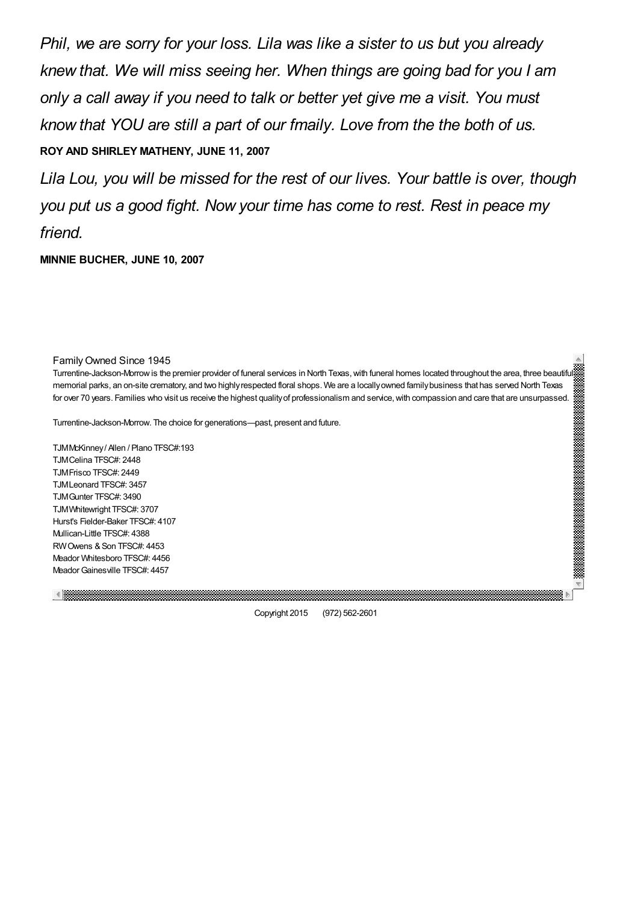*Phil, we are sorry for your loss. Lila was like a sister to us but you already knew that. We will miss seeing her. When things are going bad for you I am only a call away if you need to talk or better yet give me a visit. You must know that YOU are still a part of our fmaily. Love from the the both of us.*

**ROY AND SHIRLEY MATHENY, JUNE 11, 2007**

*Lila Lou, you will be missed for the rest of our lives. Your battle is over, though you put us a good fight. Now your time has come to rest. Rest in peace my friend.*

**MINNIE BUCHER, JUNE 10, 2007**

Family Owned Since 1945

Turrentine-Jackson-Morrow is the premier provider of funeral services in North Texas, with funeral homes located throughout the area, three beautiful memorial parks, an on-site crematory, and two highly respected floral shops. We are a locally owned family business that has served North Texas for over 70 years. Families who visit us receive the highest quality of professionalism and service, with compassion and care that are unsurpassed.

Turrentine-Jackson-Morrow. The choice for generations—past, present and future.

TJM McKinney / Allen / Plano TFSC#:193
TJM Celina TFSC#: 2448
TJM Frisco TFSC#: 2449
TJM Leonard TFSC#: 3457
TJM Gunter TFSC#: 3490
TJM Whitewright TFSC#: 3707
Hurst's Fielder-Baker TFSC#: 4107
Mullican-Little TFSC#: 4388
RW Owens & Son TFSC#: 4453
Meador Whitesboro TFSC#: 4456
Meador Gainesville TFSC#: 4457

Copyright 2015 (972) 562-2601